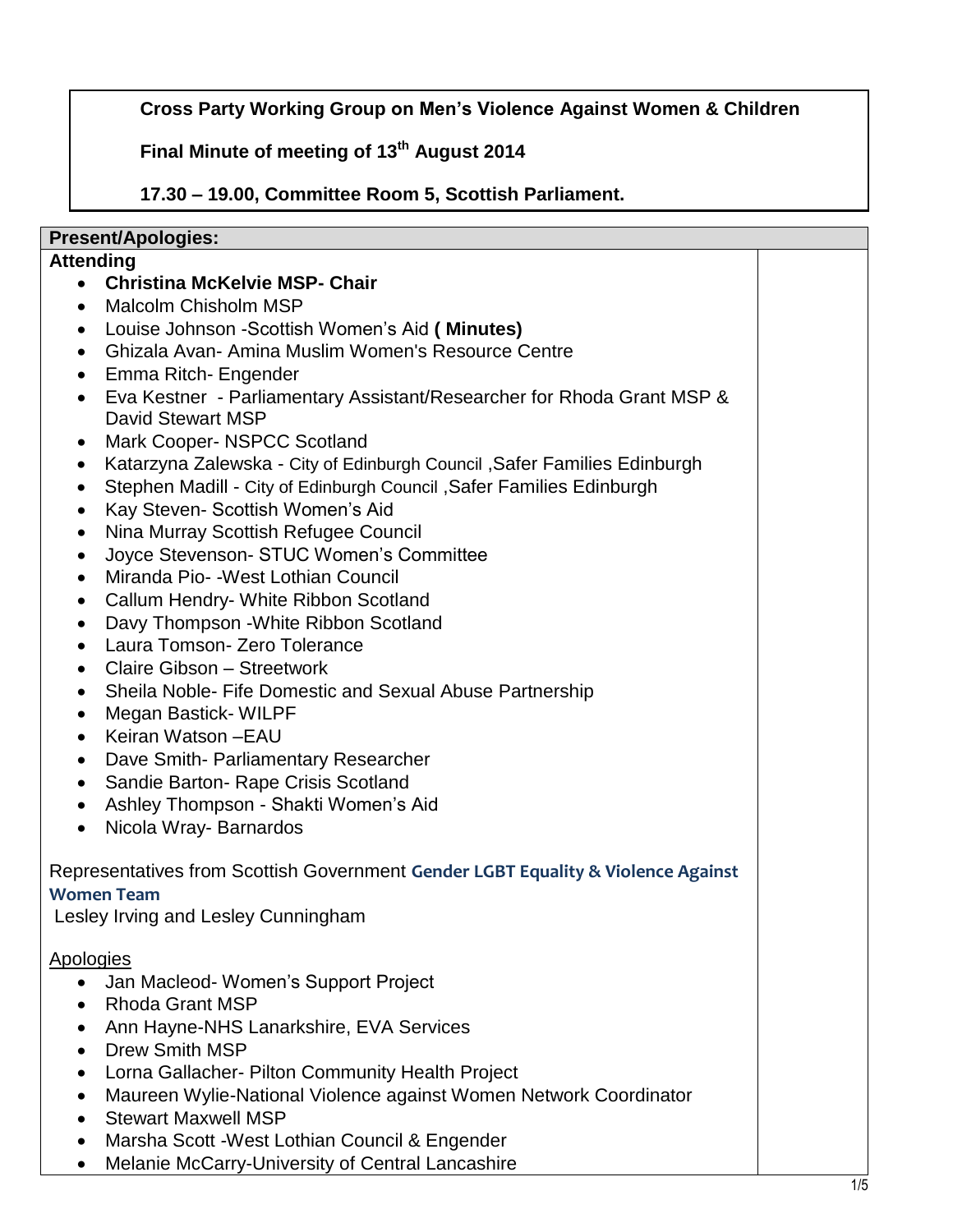**Cross Party Working Group on Men's Violence Against Women & Children**

**Final Minute of meeting of 13th August 2014**

**17.30 – 19.00, Committee Room 5, Scottish Parliament.**

**Present/Apologies:**

**Attending**

- **Christina McKelvie MSP- Chair**
- Malcolm Chisholm MSP
- Louise Johnson -Scottish Women's Aid **( Minutes)**
- Ghizala Avan- Amina Muslim Women's Resource Centre
- Emma Ritch- Engender
- Eva Kestner - Parliamentary Assistant/Researcher for Rhoda Grant MSP & David Stewart MSP
- Mark Cooper- NSPCC Scotland
- Katarzyna Zalewska - City of Edinburgh Council ,Safer Families Edinburgh
- Stephen Madill - City of Edinburgh Council ,Safer Families Edinburgh
- Kay Steven- Scottish Women's Aid
- Nina Murray Scottish Refugee Council
- Joyce Stevenson- STUC Women's Committee
- Miranda Pio- -West Lothian Council
- Callum Hendry- White Ribbon Scotland
- Davy Thompson -White Ribbon Scotland
- Laura Tomson- Zero Tolerance
- Claire Gibson – Streetwork
- Sheila Noble- Fife Domestic and Sexual Abuse Partnership
- Megan Bastick- WILPF
- Keiran Watson –EAU
- Dave Smith- Parliamentary Researcher
- Sandie Barton- Rape Crisis Scotland
- Ashley Thompson - Shakti Women's Aid
- Nicola Wray- Barnardos

Representatives from Scottish Government **Gender LGBT Equality & Violence Against Women Team**

Lesley Irving and Lesley Cunningham

Apologies

- Jan Macleod- Women's Support Project
- Rhoda Grant MSP
- Ann Hayne-NHS Lanarkshire, EVA Services
- Drew Smith MSP
- Lorna Gallacher- Pilton Community Health Project
- Maureen Wylie-National Violence against Women Network Coordinator
- Stewart Maxwell MSP
- Marsha Scott -West Lothian Council & Engender
- Melanie McCarry-University of Central Lancashire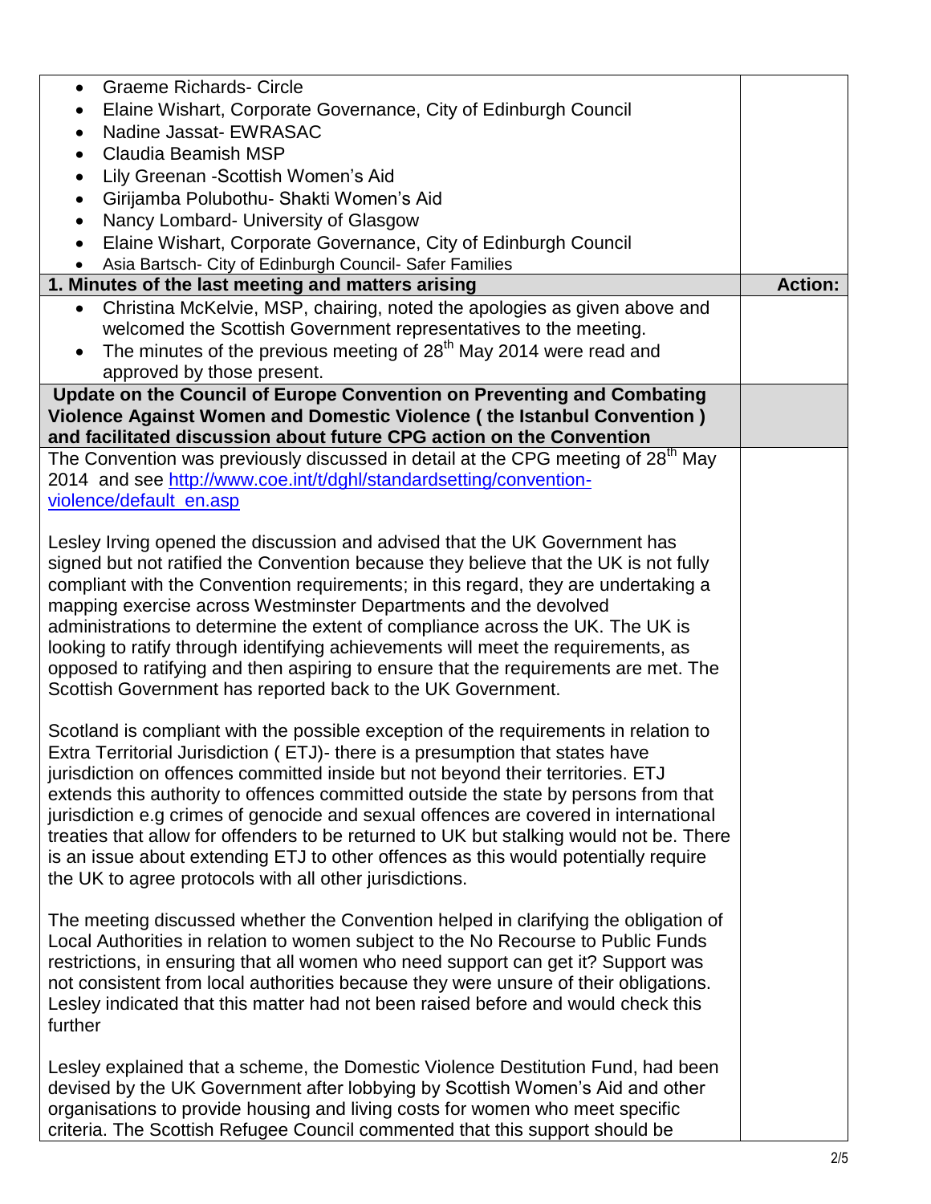| | |
|---|---|
| <ul><li>Graeme Richards- Circle</li><li>Elaine Wishart, Corporate Governance, City of Edinburgh Council</li><li>Nadine Jassat- EWRASAC</li><li>Claudia Beamish MSP</li><li>Lily Greenan -Scottish Women's Aid</li><li>Girijamba Polubothu- Shakti Women's Aid</li><li>Nancy Lombard- University of Glasgow</li><li>Elaine Wishart, Corporate Governance, City of Edinburgh Council</li><li>Asia Bartsch- City of Edinburgh Council- Safer Families</li></ul> | |
| **1. Minutes of the last meeting and matters arising** | **Action:** |
| <ul><li>Christina McKelvie, MSP, chairing, noted the apologies as given above and welcomed the Scottish Government representatives to the meeting.</li><li>The minutes of the previous meeting of 28th May 2014 were read and approved by those present.</li></ul> | |
| **Update on the Council of Europe Convention on Preventing and Combating Violence Against Women and Domestic Violence ( the Istanbul Convention ) and facilitated discussion about future CPG action on the Convention** | |
| The Convention was previously discussed in detail at the CPG meeting of 28th May 2014 and see [http://www.coe.int/t/dghl/standardsetting/convention-violence/default_en.asp](http://www.coe.int/t/dghl/standardsetting/convention-violence/default_en.asp)<br><br>Lesley Irving opened the discussion and advised that the UK Government has signed but not ratified the Convention because they believe that the UK is not fully compliant with the Convention requirements; in this regard, they are undertaking a mapping exercise across Westminster Departments and the devolved administrations to determine the extent of compliance across the UK. The UK is looking to ratify through identifying achievements will meet the requirements, as opposed to ratifying and then aspiring to ensure that the requirements are met. The Scottish Government has reported back to the UK Government.<br><br>Scotland is compliant with the possible exception of the requirements in relation to Extra Territorial Jurisdiction ( ETJ)- there is a presumption that states have jurisdiction on offences committed inside but not beyond their territories. ETJ extends this authority to offences committed outside the state by persons from that jurisdiction e.g crimes of genocide and sexual offences are covered in international treaties that allow for offenders to be returned to UK but stalking would not be. There is an issue about extending ETJ to other offences as this would potentially require the UK to agree protocols with all other jurisdictions.<br><br>The meeting discussed whether the Convention helped in clarifying the obligation of Local Authorities in relation to women subject to the No Recourse to Public Funds restrictions, in ensuring that all women who need support can get it? Support was not consistent from local authorities because they were unsure of their obligations. Lesley indicated that this matter had not been raised before and would check this further<br><br>Lesley explained that a scheme, the Domestic Violence Destitution Fund, had been devised by the UK Government after lobbying by Scottish Women's Aid and other organisations to provide housing and living costs for women who meet specific criteria. The Scottish Refugee Council commented that this support should be | |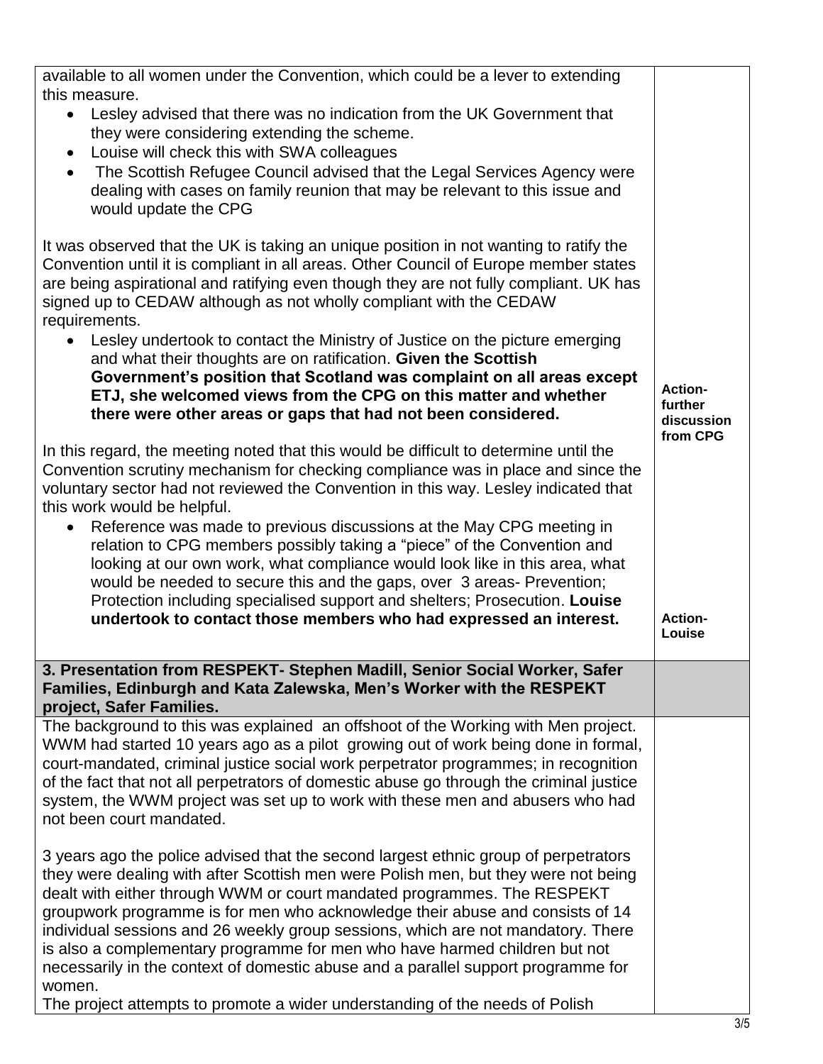| | |
|---|---|
| available to all women under the Convention, which could be a lever to extending this measure.<br>• Lesley advised that there was no indication from the UK Government that they were considering extending the scheme.<br>• Louise will check this with SWA colleagues<br>• The Scottish Refugee Council advised that the Legal Services Agency were dealing with cases on family reunion that may be relevant to this issue and would update the CPG<br><br>It was observed that the UK is taking an unique position in not wanting to ratify the Convention until it is compliant in all areas. Other Council of Europe member states are being aspirational and ratifying even though they are not fully compliant. UK has signed up to CEDAW although as not wholly compliant with the CEDAW requirements.<br>• Lesley undertook to contact the Ministry of Justice on the picture emerging and what their thoughts are on ratification. **Given the Scottish Government's position that Scotland was complaint on all areas except ETJ, she welcomed views from the CPG on this matter and whether there were other areas or gaps that had not been considered.**<br><br>In this regard, the meeting noted that this would be difficult to determine until the Convention scrutiny mechanism for checking compliance was in place and since the voluntary sector had not reviewed the Convention in this way. Lesley indicated that this work would be helpful.<br>• Reference was made to previous discussions at the May CPG meeting in relation to CPG members possibly taking a "piece" of the Convention and looking at our own work, what compliance would look like in this area, what would be needed to secure this and the gaps, over 3 areas- Prevention; Protection including specialised support and shelters; Prosecution. **Louise undertook to contact those members who had expressed an interest.** | **Action- further discussion from CPG**<br><br>**Action- Louise** |
| **3. Presentation from RESPEKT- Stephen Madill, Senior Social Worker, Safer Families, Edinburgh and Kata Zalewska, Men's Worker with the RESPEKT project, Safer Families.** | |
| The background to this was explained an offshoot of the Working with Men project. WWM had started 10 years ago as a pilot growing out of work being done in formal, court-mandated, criminal justice social work perpetrator programmes; in recognition of the fact that not all perpetrators of domestic abuse go through the criminal justice system, the WWM project was set up to work with these men and abusers who had not been court mandated.<br><br>3 years ago the police advised that the second largest ethnic group of perpetrators they were dealing with after Scottish men were Polish men, but they were not being dealt with either through WWM or court mandated programmes. The RESPEKT groupwork programme is for men who acknowledge their abuse and consists of 14 individual sessions and 26 weekly group sessions, which are not mandatory. There is also a complementary programme for men who have harmed children but not necessarily in the context of domestic abuse and a parallel support programme for women.<br>The project attempts to promote a wider understanding of the needs of Polish | |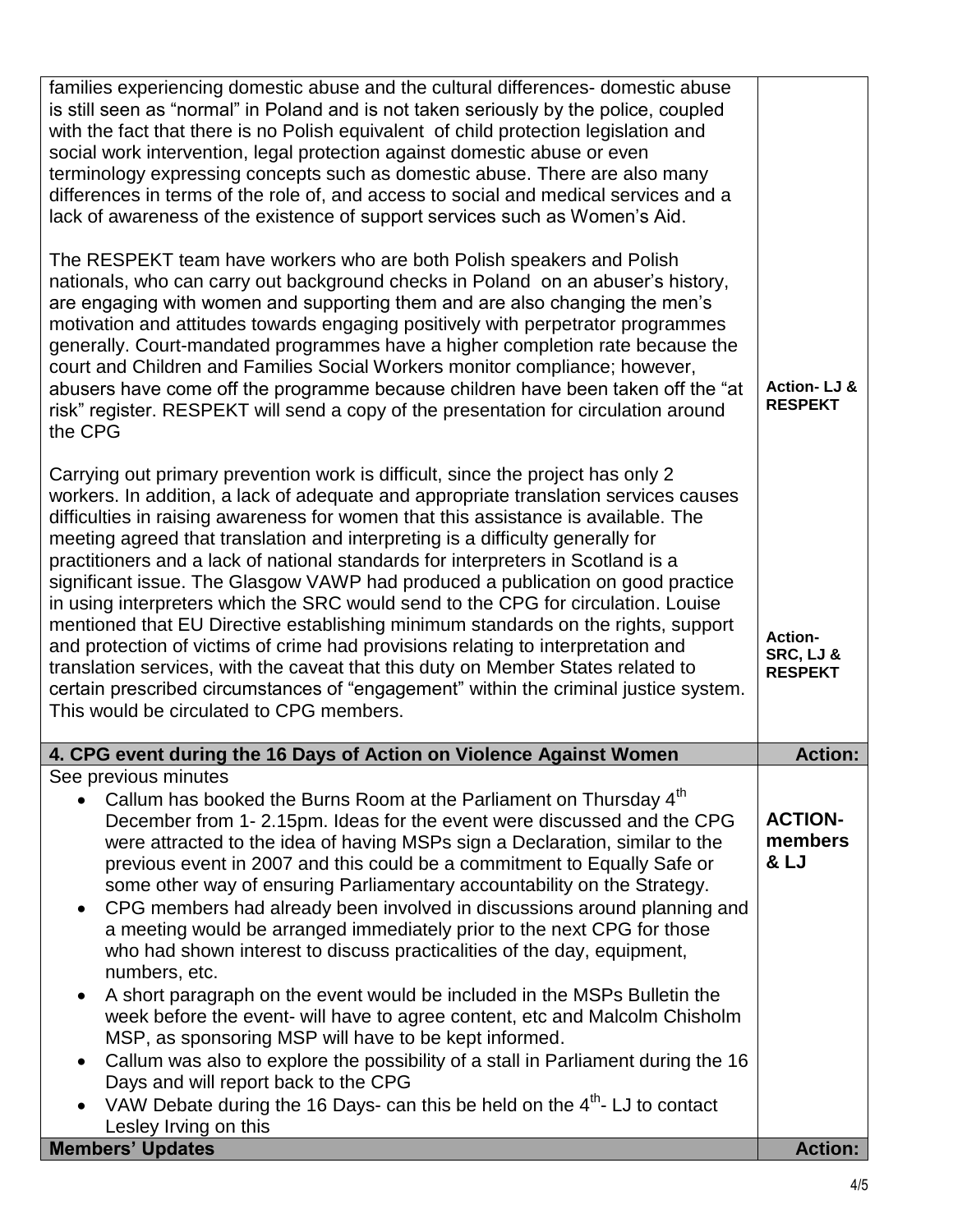| | |
|---|---|
| families experiencing domestic abuse and the cultural differences- domestic abuse is still seen as "normal" in Poland and is not taken seriously by the police, coupled with the fact that there is no Polish equivalent of child protection legislation and social work intervention, legal protection against domestic abuse or even terminology expressing concepts such as domestic abuse. There are also many differences in terms of the role of, and access to social and medical services and a lack of awareness of the existence of support services such as Women's Aid.<br><br>The RESPEKT team have workers who are both Polish speakers and Polish nationals, who can carry out background checks in Poland on an abuser's history, are engaging with women and supporting them and are also changing the men's motivation and attitudes towards engaging positively with perpetrator programmes generally. Court-mandated programmes have a higher completion rate because the court and Children and Families Social Workers monitor compliance; however, abusers have come off the programme because children have been taken off the "at risk" register. RESPEKT will send a copy of the presentation for circulation around the CPG<br><br>Carrying out primary prevention work is difficult, since the project has only 2 workers. In addition, a lack of adequate and appropriate translation services causes difficulties in raising awareness for women that this assistance is available. The meeting agreed that translation and interpreting is a difficulty generally for practitioners and a lack of national standards for interpreters in Scotland is a significant issue. The Glasgow VAWP had produced a publication on good practice in using interpreters which the SRC would send to the CPG for circulation. Louise mentioned that EU Directive establishing minimum standards on the rights, support and protection of victims of crime had provisions relating to interpretation and translation services, with the caveat that this duty on Member States related to certain prescribed circumstances of "engagement" within the criminal justice system. This would be circulated to CPG members. | **Action- LJ & RESPEKT**<br><br>**Action- SRC, LJ & RESPEKT** |
| **4. CPG event during the 16 Days of Action on Violence Against Women** | **Action:** |
| See previous minutes<br>• Callum has booked the Burns Room at the Parliament on Thursday 4th December from 1- 2.15pm. Ideas for the event were discussed and the CPG were attracted to the idea of having MSPs sign a Declaration, similar to the previous event in 2007 and this could be a commitment to Equally Safe or some other way of ensuring Parliamentary accountability on the Strategy.<br>• CPG members had already been involved in discussions around planning and a meeting would be arranged immediately prior to the next CPG for those who had shown interest to discuss practicalities of the day, equipment, numbers, etc.<br>• A short paragraph on the event would be included in the MSPs Bulletin the week before the event- will have to agree content, etc and Malcolm Chisholm MSP, as sponsoring MSP will have to be kept informed.<br>• Callum was also to explore the possibility of a stall in Parliament during the 16 Days and will report back to the CPG<br>• VAW Debate during the 16 Days- can this be held on the 4th- LJ to contact Lesley Irving on this | **ACTION- members & LJ** |
| **Members' Updates** | **Action:** |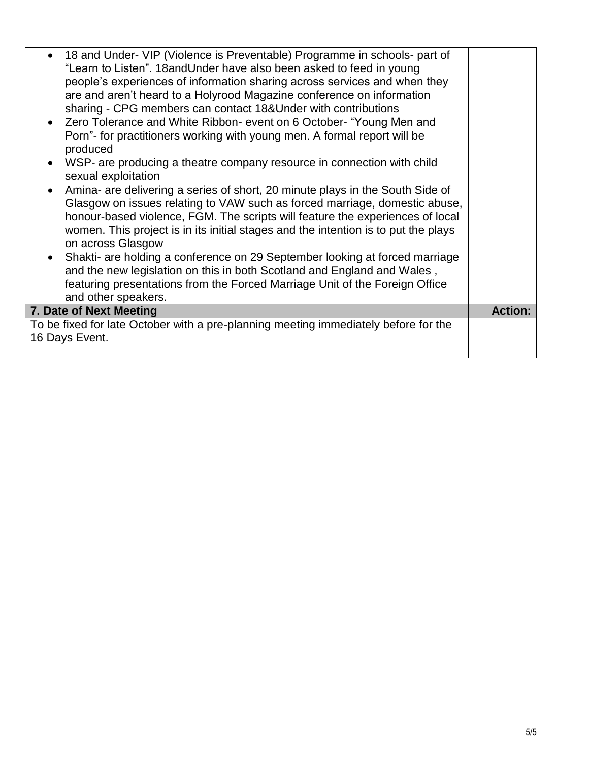| | |
|---|---|
| • 18 and Under- VIP (Violence is Preventable) Programme in schools- part of "Learn to Listen". 18andUnder have also been asked to feed in young people's experiences of information sharing across services and when they are and aren't heard to a Holyrood Magazine conference on information sharing - CPG members can contact 18&Under with contributions<br>• Zero Tolerance and White Ribbon- event on 6 October- "Young Men and Porn"- for practitioners working with young men. A formal report will be produced<br>• WSP- are producing a theatre company resource in connection with child sexual exploitation<br>• Amina- are delivering a series of short, 20 minute plays in the South Side of Glasgow on issues relating to VAW such as forced marriage, domestic abuse, honour-based violence, FGM. The scripts will feature the experiences of local women. This project is in its initial stages and the intention is to put the plays on across Glasgow<br>• Shakti- are holding a conference on 29 September looking at forced marriage and the new legislation on this in both Scotland and England and Wales , featuring presentations from the Forced Marriage Unit of the Foreign Office and other speakers. | |
| **7. Date of Next Meeting** | **Action:** |
| To be fixed for late October with a pre-planning meeting immediately before for the 16 Days Event. | |